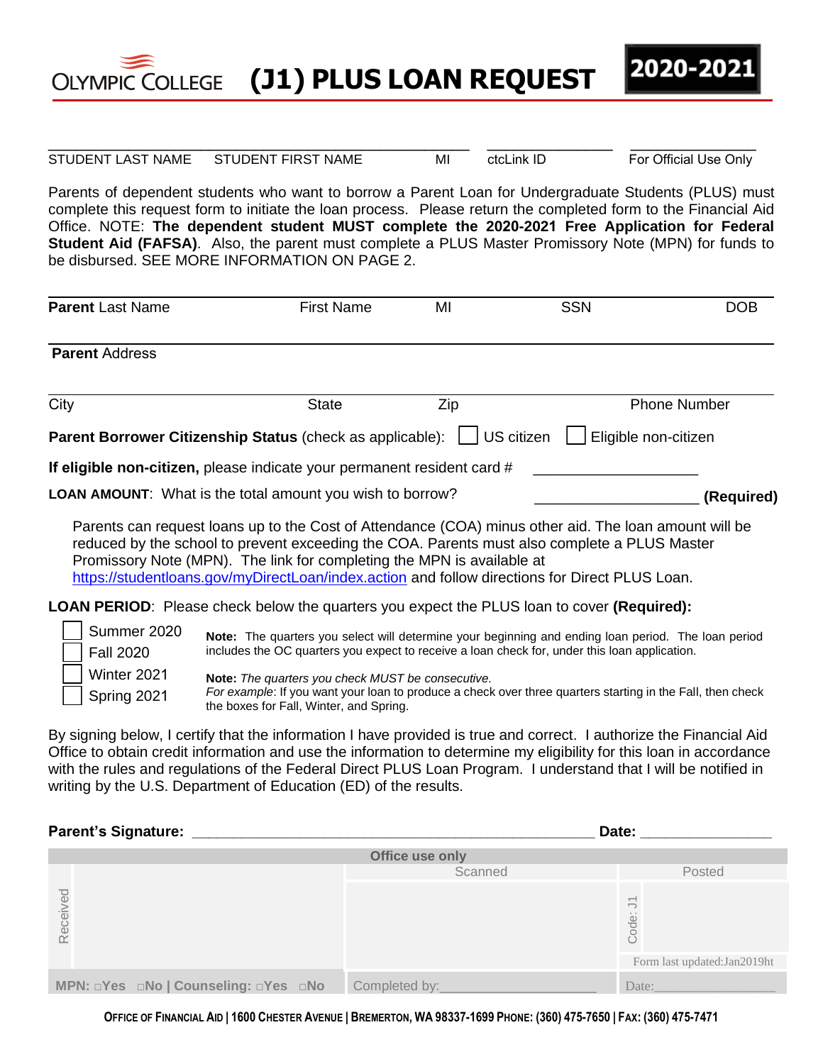OLYMPIC COLLEGE

# (J1) PLUS LOAN REQUEST

**2020-2021**

| STUDENT LAST NAME | STUDENT FIRST NAME | MI | ctcLink ID | For Official Use Only |
|---|---|---|---|---|
| | | | | |

Parents of dependent students who want to borrow a Parent Loan for Undergraduate Students (PLUS) must complete this request form to initiate the loan process. Please return the completed form to the Financial Aid Office. NOTE: **The dependent student MUST complete the 2020-2021 Free Application for Federal Student Aid (FAFSA)**. Also, the parent must complete a PLUS Master Promissory Note (MPN) for funds to be disbursed. SEE MORE INFORMATION ON PAGE 2.

| **Parent** Last Name | First Name | MI | SSN | DOB |
|---|---|---|---|---|
| | | | | |

**Parent** Address

| City | State | Zip | Phone Number |
|---|---|---|---|
| | | | |

**Parent Borrower Citizenship Status** (check as applicable): ☐ US citizen ☐ Eligible non-citizen

**If eligible non-citizen,** please indicate your permanent resident card # ____________________

**LOAN AMOUNT**: What is the total amount you wish to borrow? ____________________ **(Required)**

Parents can request loans up to the Cost of Attendance (COA) minus other aid. The loan amount will be reduced by the school to prevent exceeding the COA. Parents must also complete a PLUS Master Promissory Note (MPN). The link for completing the MPN is available at https://studentloans.gov/myDirectLoan/index.action and follow directions for Direct PLUS Loan.

**LOAN PERIOD**: Please check below the quarters you expect the PLUS loan to cover **(Required):**

- ☐ Summer 2020
- ☐ Fall 2020
- ☐ Winter 2021
- ☐ Spring 2021

**Note:** The quarters you select will determine your beginning and ending loan period. The loan period includes the OC quarters you expect to receive a loan check for, under this loan application.

**Note:** *The quarters you check MUST be consecutive.*
*For example*: If you want your loan to produce a check over three quarters starting in the Fall, then check the boxes for Fall, Winter, and Spring.

By signing below, I certify that the information I have provided is true and correct. I authorize the Financial Aid Office to obtain credit information and use the information to determine my eligibility for this loan in accordance with the rules and regulations of the Federal Direct PLUS Loan Program. I understand that I will be notified in writing by the U.S. Department of Education (ED) of the results.

**Parent's Signature:** __________________________________________________ **Date:** ________________

| Office use only | | | |
|---|---|---|---|
| Received | Scanned | Posted | |
| | | Code: J1 | |
| | | Form last updated:Jan2019ht | |
| MPN: ☐Yes ☐No \| Counseling: ☐Yes ☐No | Completed by:____________________ | Date:________________ | |

**OFFICE OF FINANCIAL AID | 1600 CHESTER AVENUE | BREMERTON, WA 98337-1699 PHONE: (360) 475-7650 | FAX: (360) 475-7471**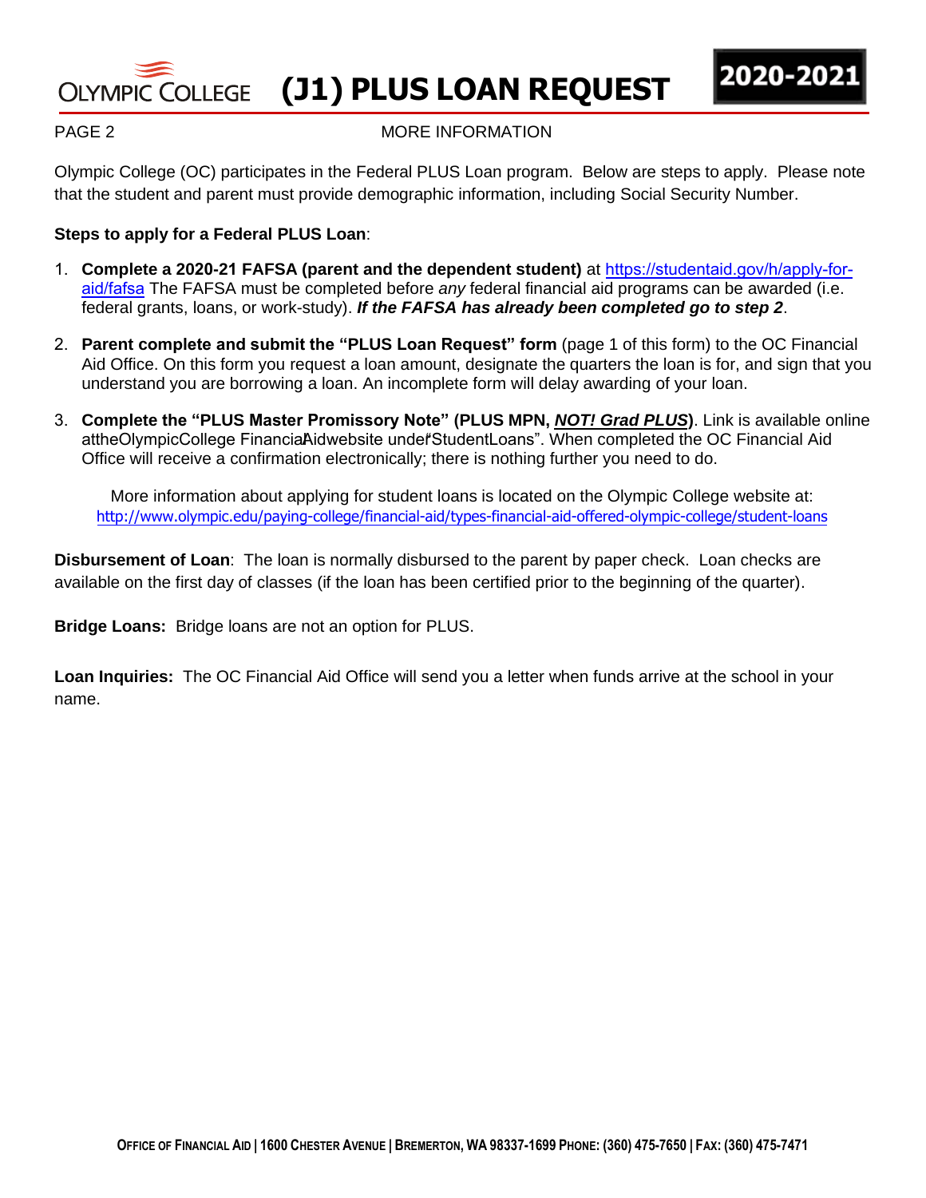# (J1) PLUS LOAN REQUEST

2020-2021

PAGE 2 MORE INFORMATION

Olympic College (OC) participates in the Federal PLUS Loan program. Below are steps to apply. Please note that the student and parent must provide demographic information, including Social Security Number.

**Steps to apply for a Federal PLUS Loan**:

1. **Complete a 2020-21 FAFSA (parent and the dependent student)** at https://studentaid.gov/h/apply-for-aid/fafsa The FAFSA must be completed before *any* federal financial aid programs can be awarded (i.e. federal grants, loans, or work-study). ***If the FAFSA has already been completed go to step 2***.

2. **Parent complete and submit the "PLUS Loan Request" form** (page 1 of this form) to the OC Financial Aid Office. On this form you request a loan amount, designate the quarters the loan is for, and sign that you understand you are borrowing a loan. An incomplete form will delay awarding of your loan.

3. **Complete the "PLUS Master Promissory Note" (PLUS MPN, *NOT! Grad PLUS*)**. Link is available online at the Olympic College Financial Aid website under "Student Loans". When completed the OC Financial Aid Office will receive a confirmation electronically; there is nothing further you need to do.

More information about applying for student loans is located on the Olympic College website at:
http://www.olympic.edu/paying-college/financial-aid/types-financial-aid-offered-olympic-college/student-loans

**Disbursement of Loan**: The loan is normally disbursed to the parent by paper check. Loan checks are available on the first day of classes (if the loan has been certified prior to the beginning of the quarter).

**Bridge Loans:** Bridge loans are not an option for PLUS.

**Loan Inquiries:** The OC Financial Aid Office will send you a letter when funds arrive at the school in your name.

OFFICE OF FINANCIAL AID | 1600 CHESTER AVENUE | BREMERTON, WA 98337-1699 PHONE: (360) 475-7650 | FAX: (360) 475-7471